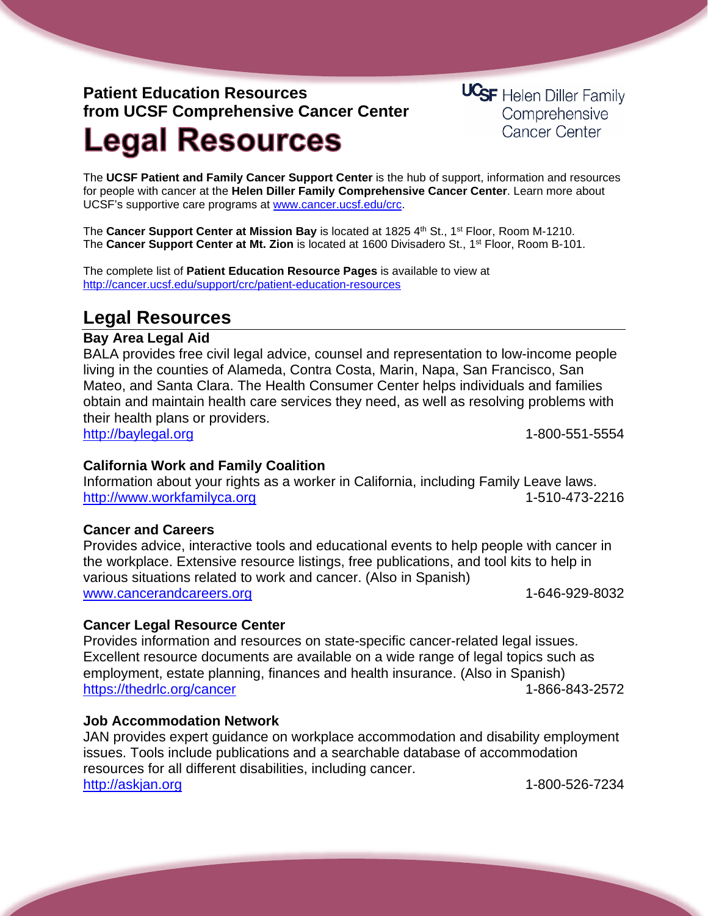**Patient Education Resources**
**from UCSF Comprehensive Cancer Center**

# Legal Resources

UCSF Helen Diller Family Comprehensive Cancer Center

The **UCSF Patient and Family Cancer Support Center** is the hub of support, information and resources for people with cancer at the **Helen Diller Family Comprehensive Cancer Center**. Learn more about UCSF's supportive care programs at www.cancer.ucsf.edu/crc.

The **Cancer Support Center at Mission Bay** is located at 1825 4th St., 1st Floor, Room M-1210.
The **Cancer Support Center at Mt. Zion** is located at 1600 Divisadero St., 1st Floor, Room B-101.

The complete list of **Patient Education Resource Pages** is available to view at
http://cancer.ucsf.edu/support/crc/patient-education-resources

## Legal Resources

### Bay Area Legal Aid

BALA provides free civil legal advice, counsel and representation to low-income people living in the counties of Alameda, Contra Costa, Marin, Napa, San Francisco, San Mateo, and Santa Clara. The Health Consumer Center helps individuals and families obtain and maintain health care services they need, as well as resolving problems with their health plans or providers.
http://baylegal.org 1-800-551-5554

### California Work and Family Coalition

Information about your rights as a worker in California, including Family Leave laws.
http://www.workfamilyca.org 1-510-473-2216

### Cancer and Careers

Provides advice, interactive tools and educational events to help people with cancer in the workplace. Extensive resource listings, free publications, and tool kits to help in various situations related to work and cancer. (Also in Spanish)
www.cancerandcareers.org 1-646-929-8032

### Cancer Legal Resource Center

Provides information and resources on state-specific cancer-related legal issues. Excellent resource documents are available on a wide range of legal topics such as employment, estate planning, finances and health insurance. (Also in Spanish)
https://thedrlc.org/cancer 1-866-843-2572

### Job Accommodation Network

JAN provides expert guidance on workplace accommodation and disability employment issues. Tools include publications and a searchable database of accommodation resources for all different disabilities, including cancer.
http://askjan.org 1-800-526-7234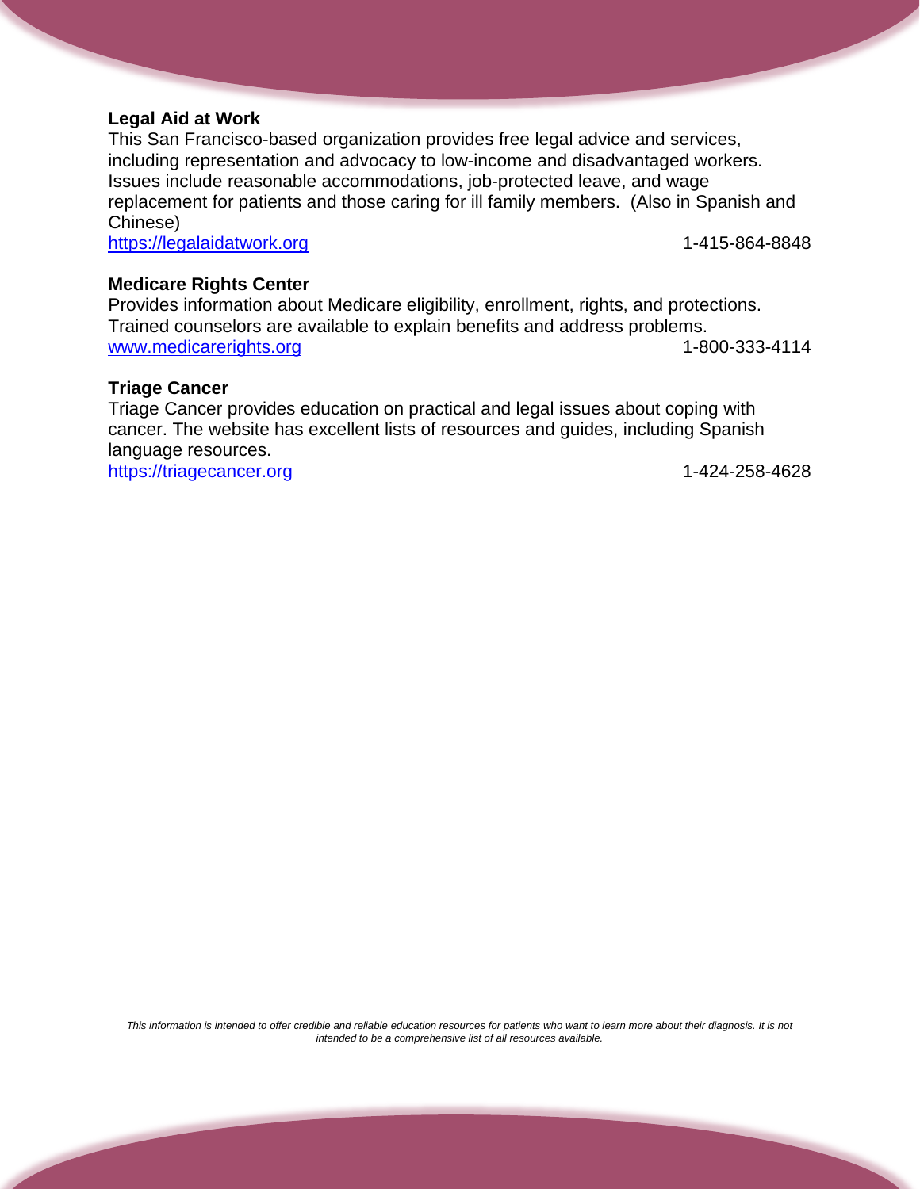**Legal Aid at Work**

This San Francisco-based organization provides free legal advice and services, including representation and advocacy to low-income and disadvantaged workers. Issues include reasonable accommodations, job-protected leave, and wage replacement for patients and those caring for ill family members. (Also in Spanish and Chinese)

https://legalaidatwork.org 1-415-864-8848

**Medicare Rights Center**

Provides information about Medicare eligibility, enrollment, rights, and protections. Trained counselors are available to explain benefits and address problems.

www.medicarerights.org 1-800-333-4114

**Triage Cancer**

Triage Cancer provides education on practical and legal issues about coping with cancer. The website has excellent lists of resources and guides, including Spanish language resources.

https://triagecancer.org 1-424-258-4628

*This information is intended to offer credible and reliable education resources for patients who want to learn more about their diagnosis. It is not intended to be a comprehensive list of all resources available.*